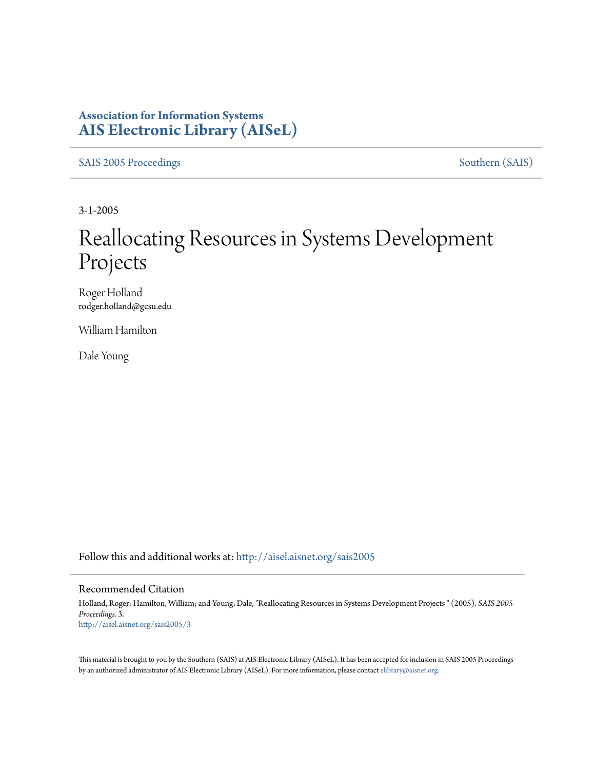**Association for Information Systems**
**AIS Electronic Library (AISeL)**

SAIS 2005 Proceedings | Southern (SAIS)

3-1-2005

# Reallocating Resources in Systems Development Projects

Roger Holland
rodger.holland@gcsu.edu

William Hamilton

Dale Young

Follow this and additional works at: http://aisel.aisnet.org/sais2005

## Recommended Citation

Holland, Roger; Hamilton, William; and Young, Dale, "Reallocating Resources in Systems Development Projects " (2005). *SAIS 2005 Proceedings*. 3.
http://aisel.aisnet.org/sais2005/3

This material is brought to you by the Southern (SAIS) at AIS Electronic Library (AISeL). It has been accepted for inclusion in SAIS 2005 Proceedings by an authorized administrator of AIS Electronic Library (AISeL). For more information, please contact elibrary@aisnet.org.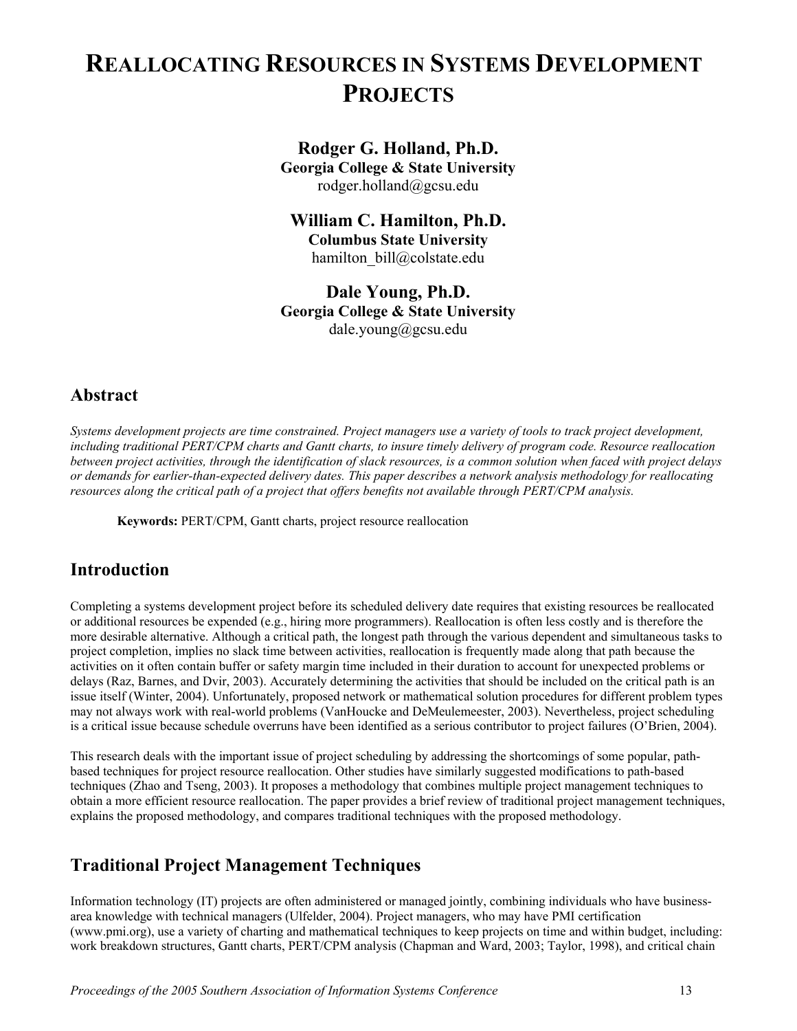# REALLOCATING RESOURCES IN SYSTEMS DEVELOPMENT PROJECTS

**Rodger G. Holland, Ph.D.**
**Georgia College & State University**
rodger.holland@gcsu.edu

**William C. Hamilton, Ph.D.**
**Columbus State University**
hamilton_bill@colstate.edu

**Dale Young, Ph.D.**
**Georgia College & State University**
dale.young@gcsu.edu

## Abstract

*Systems development projects are time constrained. Project managers use a variety of tools to track project development, including traditional PERT/CPM charts and Gantt charts, to insure timely delivery of program code. Resource reallocation between project activities, through the identification of slack resources, is a common solution when faced with project delays or demands for earlier-than-expected delivery dates. This paper describes a network analysis methodology for reallocating resources along the critical path of a project that offers benefits not available through PERT/CPM analysis.*

**Keywords:** PERT/CPM, Gantt charts, project resource reallocation

## Introduction

Completing a systems development project before its scheduled delivery date requires that existing resources be reallocated or additional resources be expended (e.g., hiring more programmers). Reallocation is often less costly and is therefore the more desirable alternative. Although a critical path, the longest path through the various dependent and simultaneous tasks to project completion, implies no slack time between activities, reallocation is frequently made along that path because the activities on it often contain buffer or safety margin time included in their duration to account for unexpected problems or delays (Raz, Barnes, and Dvir, 2003). Accurately determining the activities that should be included on the critical path is an issue itself (Winter, 2004). Unfortunately, proposed network or mathematical solution procedures for different problem types may not always work with real-world problems (VanHoucke and DeMeulemeester, 2003). Nevertheless, project scheduling is a critical issue because schedule overruns have been identified as a serious contributor to project failures (O'Brien, 2004).

This research deals with the important issue of project scheduling by addressing the shortcomings of some popular, path-based techniques for project resource reallocation. Other studies have similarly suggested modifications to path-based techniques (Zhao and Tseng, 2003). It proposes a methodology that combines multiple project management techniques to obtain a more efficient resource reallocation. The paper provides a brief review of traditional project management techniques, explains the proposed methodology, and compares traditional techniques with the proposed methodology.

## Traditional Project Management Techniques

Information technology (IT) projects are often administered or managed jointly, combining individuals who have business-area knowledge with technical managers (Ulfelder, 2004). Project managers, who may have PMI certification (www.pmi.org), use a variety of charting and mathematical techniques to keep projects on time and within budget, including: work breakdown structures, Gantt charts, PERT/CPM analysis (Chapman and Ward, 2003; Taylor, 1998), and critical chain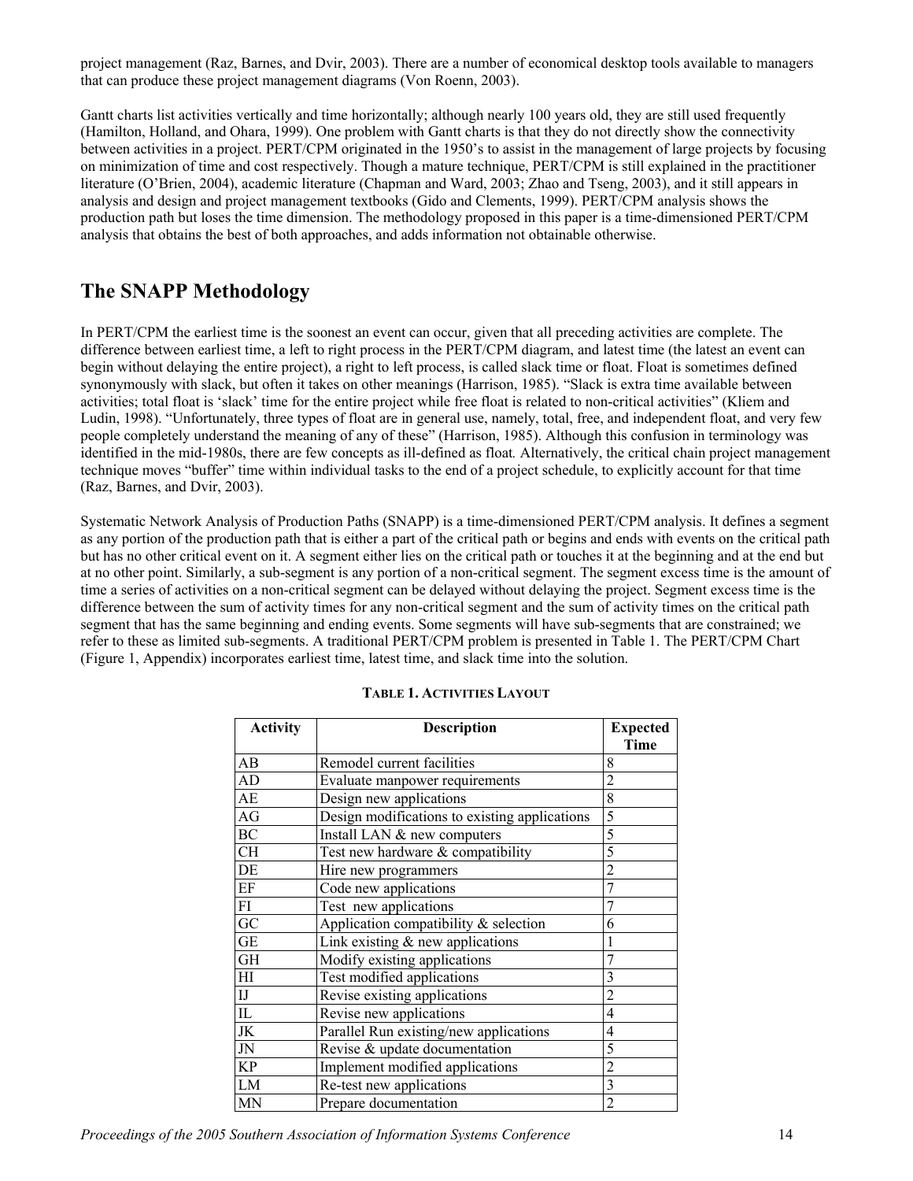project management (Raz, Barnes, and Dvir, 2003). There are a number of economical desktop tools available to managers that can produce these project management diagrams (Von Roenn, 2003).

Gantt charts list activities vertically and time horizontally; although nearly 100 years old, they are still used frequently (Hamilton, Holland, and Ohara, 1999). One problem with Gantt charts is that they do not directly show the connectivity between activities in a project. PERT/CPM originated in the 1950's to assist in the management of large projects by focusing on minimization of time and cost respectively. Though a mature technique, PERT/CPM is still explained in the practitioner literature (O'Brien, 2004), academic literature (Chapman and Ward, 2003; Zhao and Tseng, 2003), and it still appears in analysis and design and project management textbooks (Gido and Clements, 1999). PERT/CPM analysis shows the production path but loses the time dimension. The methodology proposed in this paper is a time-dimensioned PERT/CPM analysis that obtains the best of both approaches, and adds information not obtainable otherwise.

## The SNAPP Methodology

In PERT/CPM the earliest time is the soonest an event can occur, given that all preceding activities are complete. The difference between earliest time, a left to right process in the PERT/CPM diagram, and latest time (the latest an event can begin without delaying the entire project), a right to left process, is called slack time or float. Float is sometimes defined synonymously with slack, but often it takes on other meanings (Harrison, 1985). "Slack is extra time available between activities; total float is 'slack' time for the entire project while free float is related to non-critical activities" (Kliem and Ludin, 1998). "Unfortunately, three types of float are in general use, namely, total, free, and independent float, and very few people completely understand the meaning of any of these" (Harrison, 1985). Although this confusion in terminology was identified in the mid-1980s, there are few concepts as ill-defined as float. Alternatively, the critical chain project management technique moves "buffer" time within individual tasks to the end of a project schedule, to explicitly account for that time (Raz, Barnes, and Dvir, 2003).

Systematic Network Analysis of Production Paths (SNAPP) is a time-dimensioned PERT/CPM analysis. It defines a segment as any portion of the production path that is either a part of the critical path or begins and ends with events on the critical path but has no other critical event on it. A segment either lies on the critical path or touches it at the beginning and at the end but at no other point. Similarly, a sub-segment is any portion of a non-critical segment. The segment excess time is the amount of time a series of activities on a non-critical segment can be delayed without delaying the project. Segment excess time is the difference between the sum of activity times for any non-critical segment and the sum of activity times on the critical path segment that has the same beginning and ending events. Some segments will have sub-segments that are constrained; we refer to these as limited sub-segments. A traditional PERT/CPM problem is presented in Table 1. The PERT/CPM Chart (Figure 1, Appendix) incorporates earliest time, latest time, and slack time into the solution.

**TABLE 1. ACTIVITIES LAYOUT**

| Activity | Description | Expected Time |
|---|---|---|
| AB | Remodel current facilities | 8 |
| AD | Evaluate manpower requirements | 2 |
| AE | Design new applications | 8 |
| AG | Design modifications to existing applications | 5 |
| BC | Install LAN & new computers | 5 |
| CH | Test new hardware & compatibility | 5 |
| DE | Hire new programmers | 2 |
| EF | Code new applications | 7 |
| FI | Test new applications | 7 |
| GC | Application compatibility & selection | 6 |
| GE | Link existing & new applications | 1 |
| GH | Modify existing applications | 7 |
| HI | Test modified applications | 3 |
| IJ | Revise existing applications | 2 |
| IL | Revise new applications | 4 |
| JK | Parallel Run existing/new applications | 4 |
| JN | Revise & update documentation | 5 |
| KP | Implement modified applications | 2 |
| LM | Re-test new applications | 3 |
| MN | Prepare documentation | 2 |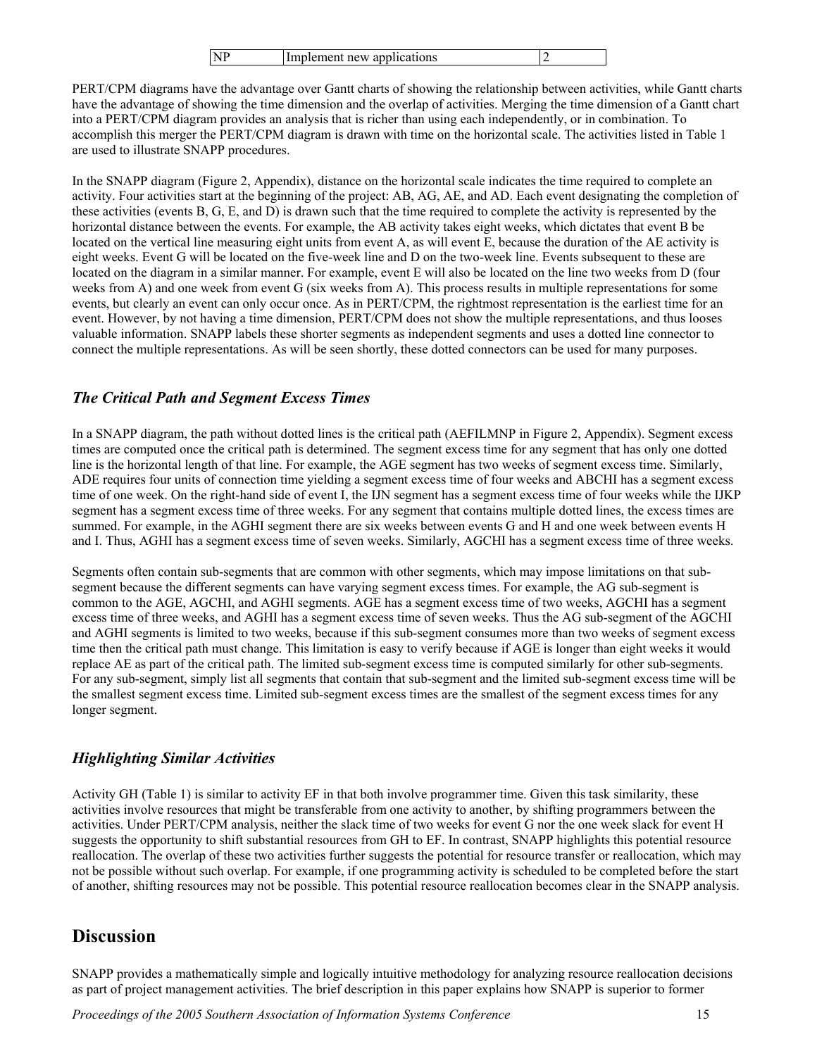| NP | Implement new applications | 2 |
|---|---|---|

PERT/CPM diagrams have the advantage over Gantt charts of showing the relationship between activities, while Gantt charts have the advantage of showing the time dimension and the overlap of activities. Merging the time dimension of a Gantt chart into a PERT/CPM diagram provides an analysis that is richer than using each independently, or in combination. To accomplish this merger the PERT/CPM diagram is drawn with time on the horizontal scale. The activities listed in Table 1 are used to illustrate SNAPP procedures.

In the SNAPP diagram (Figure 2, Appendix), distance on the horizontal scale indicates the time required to complete an activity. Four activities start at the beginning of the project: AB, AG, AE, and AD. Each event designating the completion of these activities (events B, G, E, and D) is drawn such that the time required to complete the activity is represented by the horizontal distance between the events. For example, the AB activity takes eight weeks, which dictates that event B be located on the vertical line measuring eight units from event A, as will event E, because the duration of the AE activity is eight weeks. Event G will be located on the five-week line and D on the two-week line. Events subsequent to these are located on the diagram in a similar manner. For example, event E will also be located on the line two weeks from D (four weeks from A) and one week from event G (six weeks from A). This process results in multiple representations for some events, but clearly an event can only occur once. As in PERT/CPM, the rightmost representation is the earliest time for an event. However, by not having a time dimension, PERT/CPM does not show the multiple representations, and thus looses valuable information. SNAPP labels these shorter segments as independent segments and uses a dotted line connector to connect the multiple representations. As will be seen shortly, these dotted connectors can be used for many purposes.

### *The Critical Path and Segment Excess Times*

In a SNAPP diagram, the path without dotted lines is the critical path (AEFILMNP in Figure 2, Appendix). Segment excess times are computed once the critical path is determined. The segment excess time for any segment that has only one dotted line is the horizontal length of that line. For example, the AGE segment has two weeks of segment excess time. Similarly, ADE requires four units of connection time yielding a segment excess time of four weeks and ABCHI has a segment excess time of one week. On the right-hand side of event I, the IJN segment has a segment excess time of four weeks while the IJKP segment has a segment excess time of three weeks. For any segment that contains multiple dotted lines, the excess times are summed. For example, in the AGHI segment there are six weeks between events G and H and one week between events H and I. Thus, AGHI has a segment excess time of seven weeks. Similarly, AGCHI has a segment excess time of three weeks.

Segments often contain sub-segments that are common with other segments, which may impose limitations on that sub-segment because the different segments can have varying segment excess times. For example, the AG sub-segment is common to the AGE, AGCHI, and AGHI segments. AGE has a segment excess time of two weeks, AGCHI has a segment excess time of three weeks, and AGHI has a segment excess time of seven weeks. Thus the AG sub-segment of the AGCHI and AGHI segments is limited to two weeks, because if this sub-segment consumes more than two weeks of segment excess time then the critical path must change. This limitation is easy to verify because if AGE is longer than eight weeks it would replace AE as part of the critical path. The limited sub-segment excess time is computed similarly for other sub-segments. For any sub-segment, simply list all segments that contain that sub-segment and the limited sub-segment excess time will be the smallest segment excess time. Limited sub-segment excess times are the smallest of the segment excess times for any longer segment.

### *Highlighting Similar Activities*

Activity GH (Table 1) is similar to activity EF in that both involve programmer time. Given this task similarity, these activities involve resources that might be transferable from one activity to another, by shifting programmers between the activities. Under PERT/CPM analysis, neither the slack time of two weeks for event G nor the one week slack for event H suggests the opportunity to shift substantial resources from GH to EF. In contrast, SNAPP highlights this potential resource reallocation. The overlap of these two activities further suggests the potential for resource transfer or reallocation, which may not be possible without such overlap. For example, if one programming activity is scheduled to be completed before the start of another, shifting resources may not be possible. This potential resource reallocation becomes clear in the SNAPP analysis.

## Discussion

SNAPP provides a mathematically simple and logically intuitive methodology for analyzing resource reallocation decisions as part of project management activities. The brief description in this paper explains how SNAPP is superior to former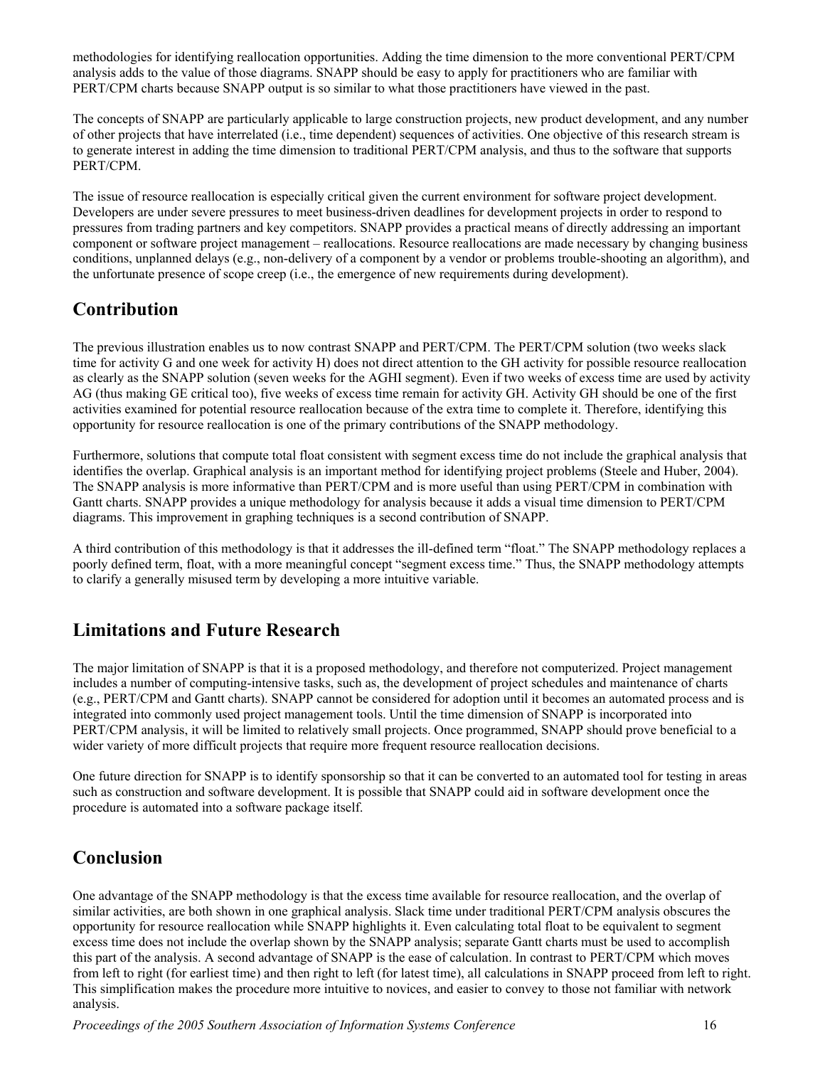methodologies for identifying reallocation opportunities. Adding the time dimension to the more conventional PERT/CPM analysis adds to the value of those diagrams. SNAPP should be easy to apply for practitioners who are familiar with PERT/CPM charts because SNAPP output is so similar to what those practitioners have viewed in the past.

The concepts of SNAPP are particularly applicable to large construction projects, new product development, and any number of other projects that have interrelated (i.e., time dependent) sequences of activities. One objective of this research stream is to generate interest in adding the time dimension to traditional PERT/CPM analysis, and thus to the software that supports PERT/CPM.

The issue of resource reallocation is especially critical given the current environment for software project development. Developers are under severe pressures to meet business-driven deadlines for development projects in order to respond to pressures from trading partners and key competitors. SNAPP provides a practical means of directly addressing an important component or software project management – reallocations. Resource reallocations are made necessary by changing business conditions, unplanned delays (e.g., non-delivery of a component by a vendor or problems trouble-shooting an algorithm), and the unfortunate presence of scope creep (i.e., the emergence of new requirements during development).

## Contribution

The previous illustration enables us to now contrast SNAPP and PERT/CPM. The PERT/CPM solution (two weeks slack time for activity G and one week for activity H) does not direct attention to the GH activity for possible resource reallocation as clearly as the SNAPP solution (seven weeks for the AGHI segment). Even if two weeks of excess time are used by activity AG (thus making GE critical too), five weeks of excess time remain for activity GH. Activity GH should be one of the first activities examined for potential resource reallocation because of the extra time to complete it. Therefore, identifying this opportunity for resource reallocation is one of the primary contributions of the SNAPP methodology.

Furthermore, solutions that compute total float consistent with segment excess time do not include the graphical analysis that identifies the overlap. Graphical analysis is an important method for identifying project problems (Steele and Huber, 2004). The SNAPP analysis is more informative than PERT/CPM and is more useful than using PERT/CPM in combination with Gantt charts. SNAPP provides a unique methodology for analysis because it adds a visual time dimension to PERT/CPM diagrams. This improvement in graphing techniques is a second contribution of SNAPP.

A third contribution of this methodology is that it addresses the ill-defined term "float." The SNAPP methodology replaces a poorly defined term, float, with a more meaningful concept "segment excess time." Thus, the SNAPP methodology attempts to clarify a generally misused term by developing a more intuitive variable.

## Limitations and Future Research

The major limitation of SNAPP is that it is a proposed methodology, and therefore not computerized. Project management includes a number of computing-intensive tasks, such as, the development of project schedules and maintenance of charts (e.g., PERT/CPM and Gantt charts). SNAPP cannot be considered for adoption until it becomes an automated process and is integrated into commonly used project management tools. Until the time dimension of SNAPP is incorporated into PERT/CPM analysis, it will be limited to relatively small projects. Once programmed, SNAPP should prove beneficial to a wider variety of more difficult projects that require more frequent resource reallocation decisions.

One future direction for SNAPP is to identify sponsorship so that it can be converted to an automated tool for testing in areas such as construction and software development. It is possible that SNAPP could aid in software development once the procedure is automated into a software package itself.

## Conclusion

One advantage of the SNAPP methodology is that the excess time available for resource reallocation, and the overlap of similar activities, are both shown in one graphical analysis. Slack time under traditional PERT/CPM analysis obscures the opportunity for resource reallocation while SNAPP highlights it. Even calculating total float to be equivalent to segment excess time does not include the overlap shown by the SNAPP analysis; separate Gantt charts must be used to accomplish this part of the analysis. A second advantage of SNAPP is the ease of calculation. In contrast to PERT/CPM which moves from left to right (for earliest time) and then right to left (for latest time), all calculations in SNAPP proceed from left to right. This simplification makes the procedure more intuitive to novices, and easier to convey to those not familiar with network analysis.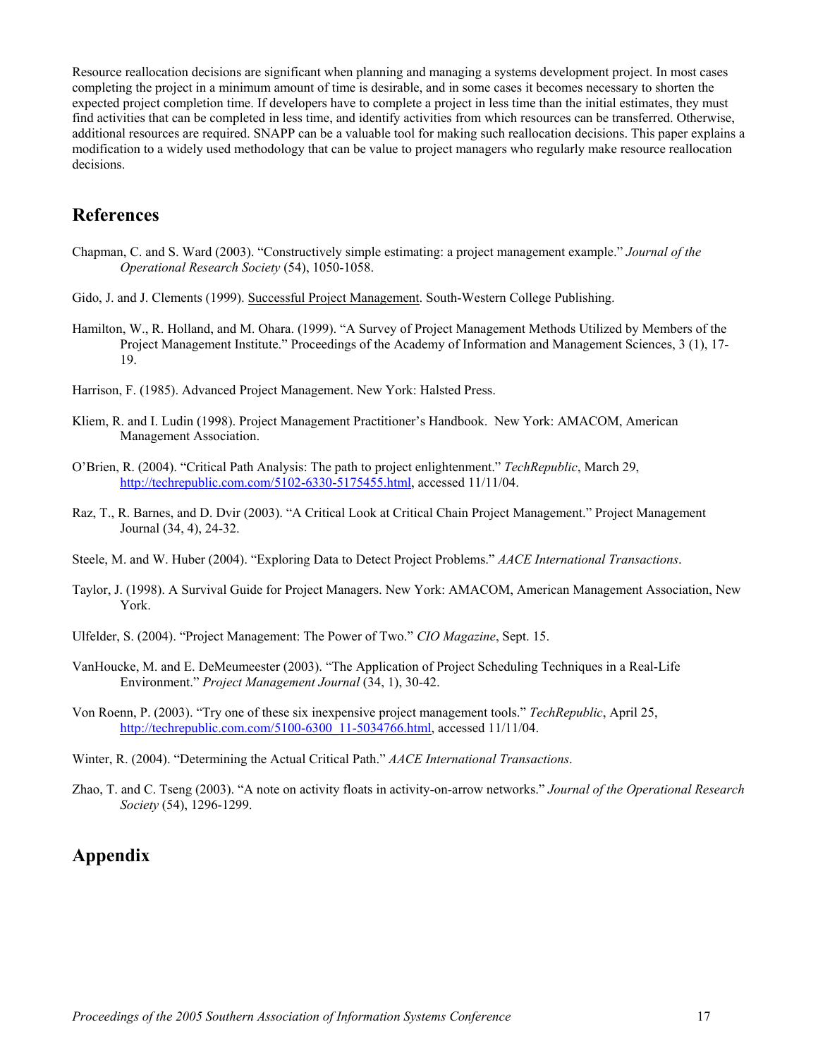Resource reallocation decisions are significant when planning and managing a systems development project. In most cases completing the project in a minimum amount of time is desirable, and in some cases it becomes necessary to shorten the expected project completion time. If developers have to complete a project in less time than the initial estimates, they must find activities that can be completed in less time, and identify activities from which resources can be transferred. Otherwise, additional resources are required. SNAPP can be a valuable tool for making such reallocation decisions. This paper explains a modification to a widely used methodology that can be value to project managers who regularly make resource reallocation decisions.

## References

Chapman, C. and S. Ward (2003). "Constructively simple estimating: a project management example." *Journal of the Operational Research Society* (54), 1050-1058.

Gido, J. and J. Clements (1999). Successful Project Management. South-Western College Publishing.

Hamilton, W., R. Holland, and M. Ohara. (1999). "A Survey of Project Management Methods Utilized by Members of the Project Management Institute." Proceedings of the Academy of Information and Management Sciences, 3 (1), 17-19.

Harrison, F. (1985). Advanced Project Management. New York: Halsted Press.

Kliem, R. and I. Ludin (1998). Project Management Practitioner's Handbook. New York: AMACOM, American Management Association.

O'Brien, R. (2004). "Critical Path Analysis: The path to project enlightenment." *TechRepublic*, March 29, http://techrepublic.com.com/5102-6330-5175455.html, accessed 11/11/04.

Raz, T., R. Barnes, and D. Dvir (2003). "A Critical Look at Critical Chain Project Management." Project Management Journal (34, 4), 24-32.

Steele, M. and W. Huber (2004). "Exploring Data to Detect Project Problems." *AACE International Transactions*.

Taylor, J. (1998). A Survival Guide for Project Managers. New York: AMACOM, American Management Association, New York.

Ulfelder, S. (2004). "Project Management: The Power of Two." *CIO Magazine*, Sept. 15.

VanHoucke, M. and E. DeMeumeester (2003). "The Application of Project Scheduling Techniques in a Real-Life Environment." *Project Management Journal* (34, 1), 30-42.

Von Roenn, P. (2003). "Try one of these six inexpensive project management tools." *TechRepublic*, April 25, http://techrepublic.com.com/5100-6300_11-5034766.html, accessed 11/11/04.

Winter, R. (2004). "Determining the Actual Critical Path." *AACE International Transactions*.

Zhao, T. and C. Tseng (2003). "A note on activity floats in activity-on-arrow networks." *Journal of the Operational Research Society* (54), 1296-1299.

## Appendix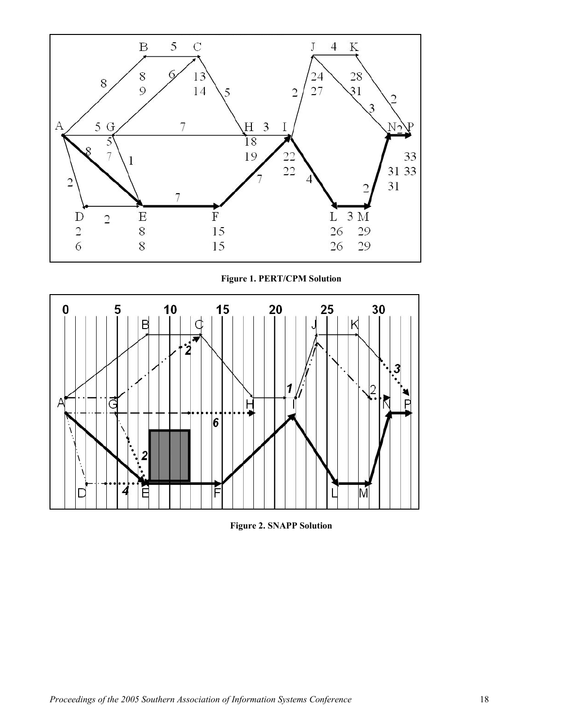B 5 C
J 4 K
8
8
9
6
13
14
5
2
24
27
28
31
2
3
A 5 G 7 H 3 I N 2 P
5
7
8
1
18
19
22
22
33
33
31
31
2
7
4
D 2 E 7 F L 3 M
2
6
8
8
15
15
26
26
29
29

**Figure 1. PERT/CPM Solution**

0 5 10 15 20 25 30
B C J K
2
1
3
2
A G H I N P
6
2
D 4 E F L M

**Figure 2. SNAPP Solution**